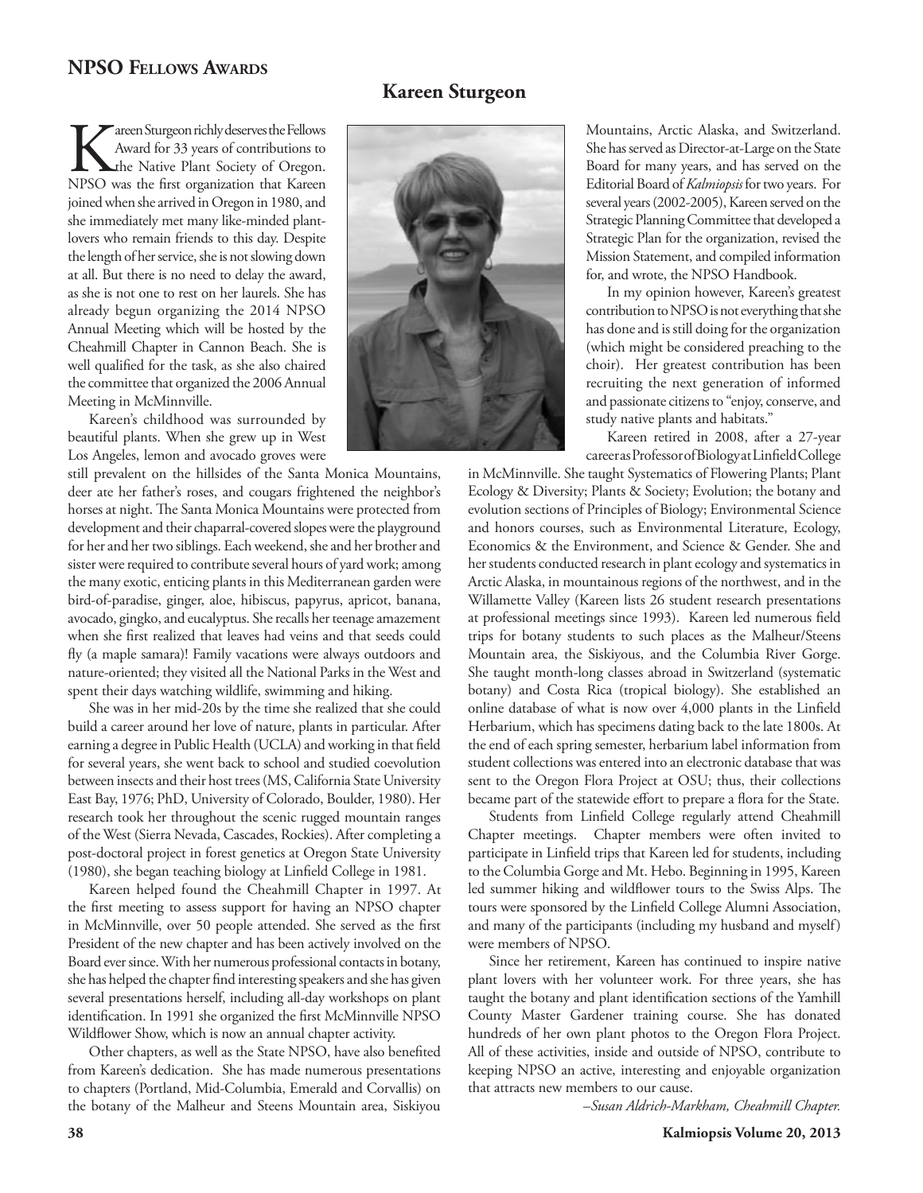## NPSO Fellows Awards

# Kareen Sturgeon

Kareen Sturgeon richly deserves the Fellows Award for 33 years of contributions to the Native Plant Society of Oregon. NPSO was the first organization that Kareen joined when she arrived in Oregon in 1980, and she immediately met many like-minded plant-lovers who remain friends to this day. Despite the length of her service, she is not slowing down at all. But there is no need to delay the award, as she is not one to rest on her laurels. She has already begun organizing the 2014 NPSO Annual Meeting which will be hosted by the Cheahmill Chapter in Cannon Beach. She is well qualified for the task, as she also chaired the committee that organized the 2006 Annual Meeting in McMinnville.

Kareen's childhood was surrounded by beautiful plants. When she grew up in West Los Angeles, lemon and avocado groves were still prevalent on the hillsides of the Santa Monica Mountains, deer ate her father's roses, and cougars frightened the neighbor's horses at night. The Santa Monica Mountains were protected from development and their chaparral-covered slopes were the playground for her and her two siblings. Each weekend, she and her brother and sister were required to contribute several hours of yard work; among the many exotic, enticing plants in this Mediterranean garden were bird-of-paradise, ginger, aloe, hibiscus, papyrus, apricot, banana, avocado, gingko, and eucalyptus. She recalls her teenage amazement when she first realized that leaves had veins and that seeds could fly (a maple samara)! Family vacations were always outdoors and nature-oriented; they visited all the National Parks in the West and spent their days watching wildlife, swimming and hiking.

She was in her mid-20s by the time she realized that she could build a career around her love of nature, plants in particular. After earning a degree in Public Health (UCLA) and working in that field for several years, she went back to school and studied coevolution between insects and their host trees (MS, California State University East Bay, 1976; PhD, University of Colorado, Boulder, 1980). Her research took her throughout the scenic rugged mountain ranges of the West (Sierra Nevada, Cascades, Rockies). After completing a post-doctoral project in forest genetics at Oregon State University (1980), she began teaching biology at Linfield College in 1981.

Kareen helped found the Cheahmill Chapter in 1997. At the first meeting to assess support for having an NPSO chapter in McMinnville, over 50 people attended. She served as the first President of the new chapter and has been actively involved on the Board ever since. With her numerous professional contacts in botany, she has helped the chapter find interesting speakers and she has given several presentations herself, including all-day workshops on plant identification. In 1991 she organized the first McMinnville NPSO Wildflower Show, which is now an annual chapter activity.

Other chapters, as well as the State NPSO, have also benefited from Kareen's dedication. She has made numerous presentations to chapters (Portland, Mid-Columbia, Emerald and Corvallis) on the botany of the Malheur and Steens Mountain area, Siskiyou Mountains, Arctic Alaska, and Switzerland. She has served as Director-at-Large on the State Board for many years, and has served on the Editorial Board of *Kalmiopsis* for two years. For several years (2002-2005), Kareen served on the Strategic Planning Committee that developed a Strategic Plan for the organization, revised the Mission Statement, and compiled information for, and wrote, the NPSO Handbook.

In my opinion however, Kareen's greatest contribution to NPSO is not everything that she has done and is still doing for the organization (which might be considered preaching to the choir). Her greatest contribution has been recruiting the next generation of informed and passionate citizens to "enjoy, conserve, and study native plants and habitats."

Kareen retired in 2008, after a 27-year career as Professor of Biology at Linfield College in McMinnville. She taught Systematics of Flowering Plants; Plant Ecology & Diversity; Plants & Society; Evolution; the botany and evolution sections of Principles of Biology; Environmental Science and honors courses, such as Environmental Literature, Ecology, Economics & the Environment, and Science & Gender. She and her students conducted research in plant ecology and systematics in Arctic Alaska, in mountainous regions of the northwest, and in the Willamette Valley (Kareen lists 26 student research presentations at professional meetings since 1993). Kareen led numerous field trips for botany students to such places as the Malheur/Steens Mountain area, the Siskiyous, and the Columbia River Gorge. She taught month-long classes abroad in Switzerland (systematic botany) and Costa Rica (tropical biology). She established an online database of what is now over 4,000 plants in the Linfield Herbarium, which has specimens dating back to the late 1800s. At the end of each spring semester, herbarium label information from student collections was entered into an electronic database that was sent to the Oregon Flora Project at OSU; thus, their collections became part of the statewide effort to prepare a flora for the State.

Students from Linfield College regularly attend Cheahmill Chapter meetings. Chapter members were often invited to participate in Linfield trips that Kareen led for students, including to the Columbia Gorge and Mt. Hebo. Beginning in 1995, Kareen led summer hiking and wildflower tours to the Swiss Alps. The tours were sponsored by the Linfield College Alumni Association, and many of the participants (including my husband and myself) were members of NPSO.

Since her retirement, Kareen has continued to inspire native plant lovers with her volunteer work. For three years, she has taught the botany and plant identification sections of the Yamhill County Master Gardener training course. She has donated hundreds of her own plant photos to the Oregon Flora Project. All of these activities, inside and outside of NPSO, contribute to keeping NPSO an active, interesting and enjoyable organization that attracts new members to our cause.

*–Susan Aldrich-Markham, Cheahmill Chapter.*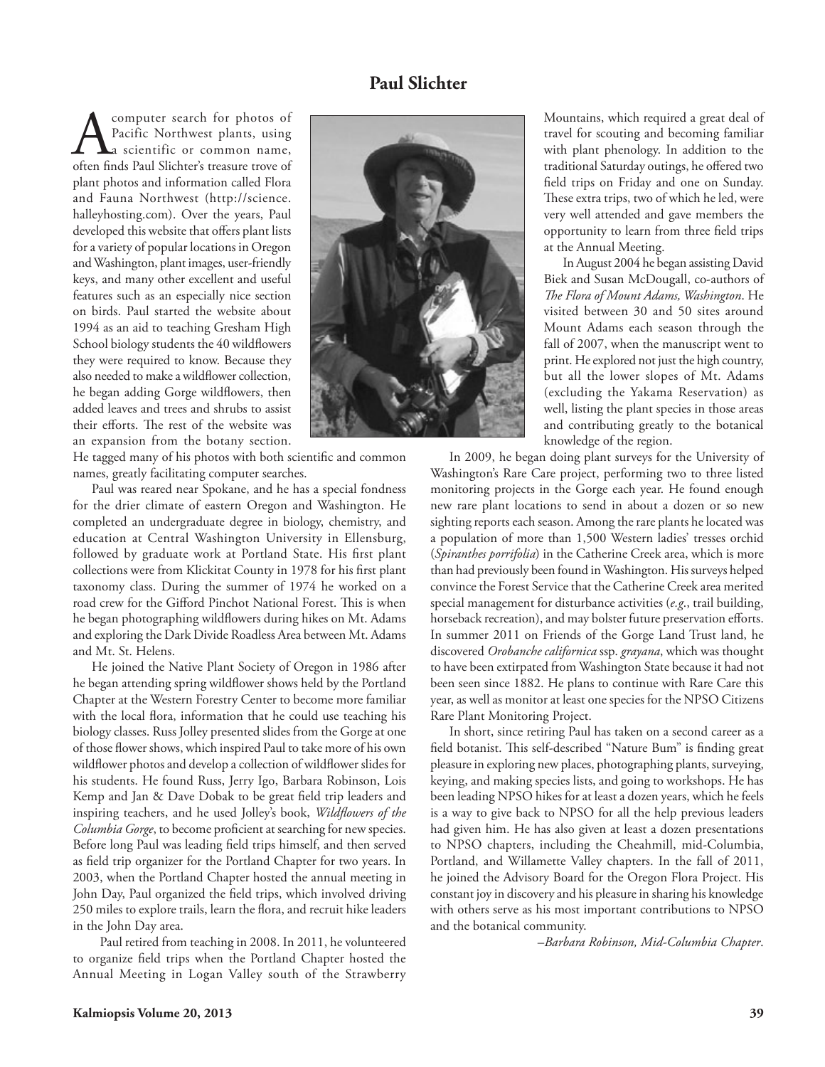## Paul Slichter

A computer search for photos of Pacific Northwest plants, using a scientific or common name, often finds Paul Slichter's treasure trove of plant photos and information called Flora and Fauna Northwest (http://science.halleyhosting.com). Over the years, Paul developed this website that offers plant lists for a variety of popular locations in Oregon and Washington, plant images, user-friendly keys, and many other excellent and useful features such as an especially nice section on birds. Paul started the website about 1994 as an aid to teaching Gresham High School biology students the 40 wildflowers they were required to know. Because they also needed to make a wildflower collection, he began adding Gorge wildflowers, then added leaves and trees and shrubs to assist their efforts. The rest of the website was an expansion from the botany section. He tagged many of his photos with both scientific and common names, greatly facilitating computer searches.

Paul was reared near Spokane, and he has a special fondness for the drier climate of eastern Oregon and Washington. He completed an undergraduate degree in biology, chemistry, and education at Central Washington University in Ellensburg, followed by graduate work at Portland State. His first plant collections were from Klickitat County in 1978 for his first plant taxonomy class. During the summer of 1974 he worked on a road crew for the Gifford Pinchot National Forest. This is when he began photographing wildflowers during hikes on Mt. Adams and exploring the Dark Divide Roadless Area between Mt. Adams and Mt. St. Helens.

He joined the Native Plant Society of Oregon in 1986 after he began attending spring wildflower shows held by the Portland Chapter at the Western Forestry Center to become more familiar with the local flora, information that he could use teaching his biology classes. Russ Jolley presented slides from the Gorge at one of those flower shows, which inspired Paul to take more of his own wildflower photos and develop a collection of wildflower slides for his students. He found Russ, Jerry Igo, Barbara Robinson, Lois Kemp and Jan & Dave Dobak to be great field trip leaders and inspiring teachers, and he used Jolley's book, *Wildflowers of the Columbia Gorge*, to become proficient at searching for new species. Before long Paul was leading field trips himself, and then served as field trip organizer for the Portland Chapter for two years. In 2003, when the Portland Chapter hosted the annual meeting in John Day, Paul organized the field trips, which involved driving 250 miles to explore trails, learn the flora, and recruit hike leaders in the John Day area.

Paul retired from teaching in 2008. In 2011, he volunteered to organize field trips when the Portland Chapter hosted the Annual Meeting in Logan Valley south of the Strawberry Mountains, which required a great deal of travel for scouting and becoming familiar with plant phenology. In addition to the traditional Saturday outings, he offered two field trips on Friday and one on Sunday. These extra trips, two of which he led, were very well attended and gave members the opportunity to learn from three field trips at the Annual Meeting.

In August 2004 he began assisting David Biek and Susan McDougall, co-authors of *The Flora of Mount Adams, Washington*. He visited between 30 and 50 sites around Mount Adams each season through the fall of 2007, when the manuscript went to print. He explored not just the high country, but all the lower slopes of Mt. Adams (excluding the Yakama Reservation) as well, listing the plant species in those areas and contributing greatly to the botanical knowledge of the region.

In 2009, he began doing plant surveys for the University of Washington's Rare Care project, performing two to three listed monitoring projects in the Gorge each year. He found enough new rare plant locations to send in about a dozen or so new sighting reports each season. Among the rare plants he located was a population of more than 1,500 Western ladies' tresses orchid (*Spiranthes porrifolia*) in the Catherine Creek area, which is more than had previously been found in Washington. His surveys helped convince the Forest Service that the Catherine Creek area merited special management for disturbance activities (*e.g.*, trail building, horseback recreation), and may bolster future preservation efforts. In summer 2011 on Friends of the Gorge Land Trust land, he discovered *Orobanche californica* ssp. *grayana*, which was thought to have been extirpated from Washington State because it had not been seen since 1882. He plans to continue with Rare Care this year, as well as monitor at least one species for the NPSO Citizens Rare Plant Monitoring Project.

In short, since retiring Paul has taken on a second career as a field botanist. This self-described "Nature Bum" is finding great pleasure in exploring new places, photographing plants, surveying, keying, and making species lists, and going to workshops. He has been leading NPSO hikes for at least a dozen years, which he feels is a way to give back to NPSO for all the help previous leaders had given him. He has also given at least a dozen presentations to NPSO chapters, including the Cheahmill, mid-Columbia, Portland, and Willamette Valley chapters. In the fall of 2011, he joined the Advisory Board for the Oregon Flora Project. His constant joy in discovery and his pleasure in sharing his knowledge with others serve as his most important contributions to NPSO and the botanical community.

*–Barbara Robinson, Mid-Columbia Chapter.*